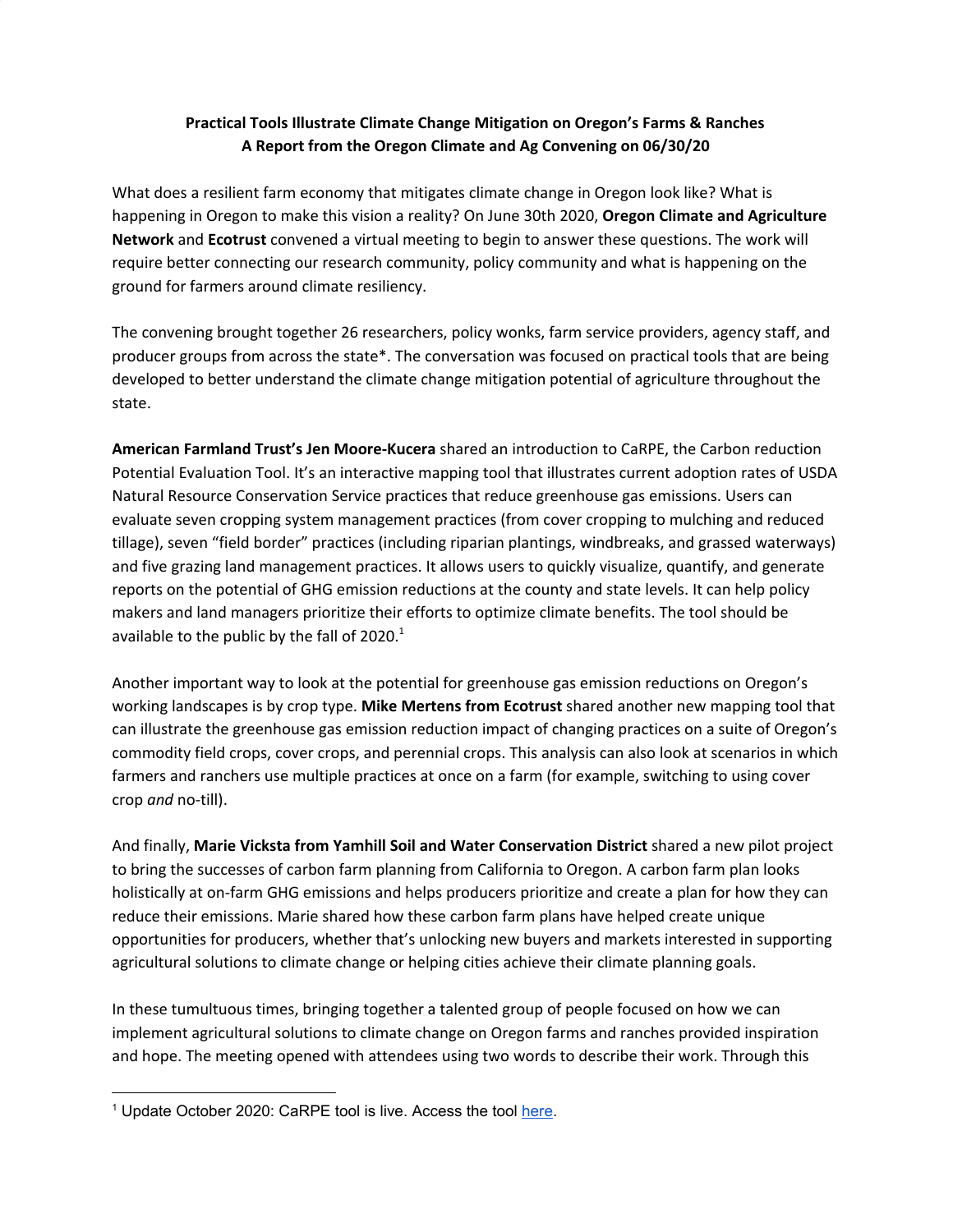**Practical Tools Illustrate Climate Change Mitigation on Oregon's Farms & Ranches**
**A Report from the Oregon Climate and Ag Convening on 06/30/20**

What does a resilient farm economy that mitigates climate change in Oregon look like? What is happening in Oregon to make this vision a reality? On June 30th 2020, **Oregon Climate and Agriculture Network** and **Ecotrust** convened a virtual meeting to begin to answer these questions. The work will require better connecting our research community, policy community and what is happening on the ground for farmers around climate resiliency.

The convening brought together 26 researchers, policy wonks, farm service providers, agency staff, and producer groups from across the state*. The conversation was focused on practical tools that are being developed to better understand the climate change mitigation potential of agriculture throughout the state.

**American Farmland Trust's Jen Moore-Kucera** shared an introduction to CaRPE, the Carbon reduction Potential Evaluation Tool. It's an interactive mapping tool that illustrates current adoption rates of USDA Natural Resource Conservation Service practices that reduce greenhouse gas emissions. Users can evaluate seven cropping system management practices (from cover cropping to mulching and reduced tillage), seven "field border" practices (including riparian plantings, windbreaks, and grassed waterways) and five grazing land management practices. It allows users to quickly visualize, quantify, and generate reports on the potential of GHG emission reductions at the county and state levels. It can help policy makers and land managers prioritize their efforts to optimize climate benefits. The tool should be available to the public by the fall of 2020.[1]

Another important way to look at the potential for greenhouse gas emission reductions on Oregon's working landscapes is by crop type. **Mike Mertens from Ecotrust** shared another new mapping tool that can illustrate the greenhouse gas emission reduction impact of changing practices on a suite of Oregon's commodity field crops, cover crops, and perennial crops. This analysis can also look at scenarios in which farmers and ranchers use multiple practices at once on a farm (for example, switching to using cover crop *and* no-till).

And finally, **Marie Vicksta from Yamhill Soil and Water Conservation District** shared a new pilot project to bring the successes of carbon farm planning from California to Oregon. A carbon farm plan looks holistically at on-farm GHG emissions and helps producers prioritize and create a plan for how they can reduce their emissions. Marie shared how these carbon farm plans have helped create unique opportunities for producers, whether that's unlocking new buyers and markets interested in supporting agricultural solutions to climate change or helping cities achieve their climate planning goals.

In these tumultuous times, bringing together a talented group of people focused on how we can implement agricultural solutions to climate change on Oregon farms and ranches provided inspiration and hope. The meeting opened with attendees using two words to describe their work. Through this

[1] Update October 2020: CaRPE tool is live. Access the tool here.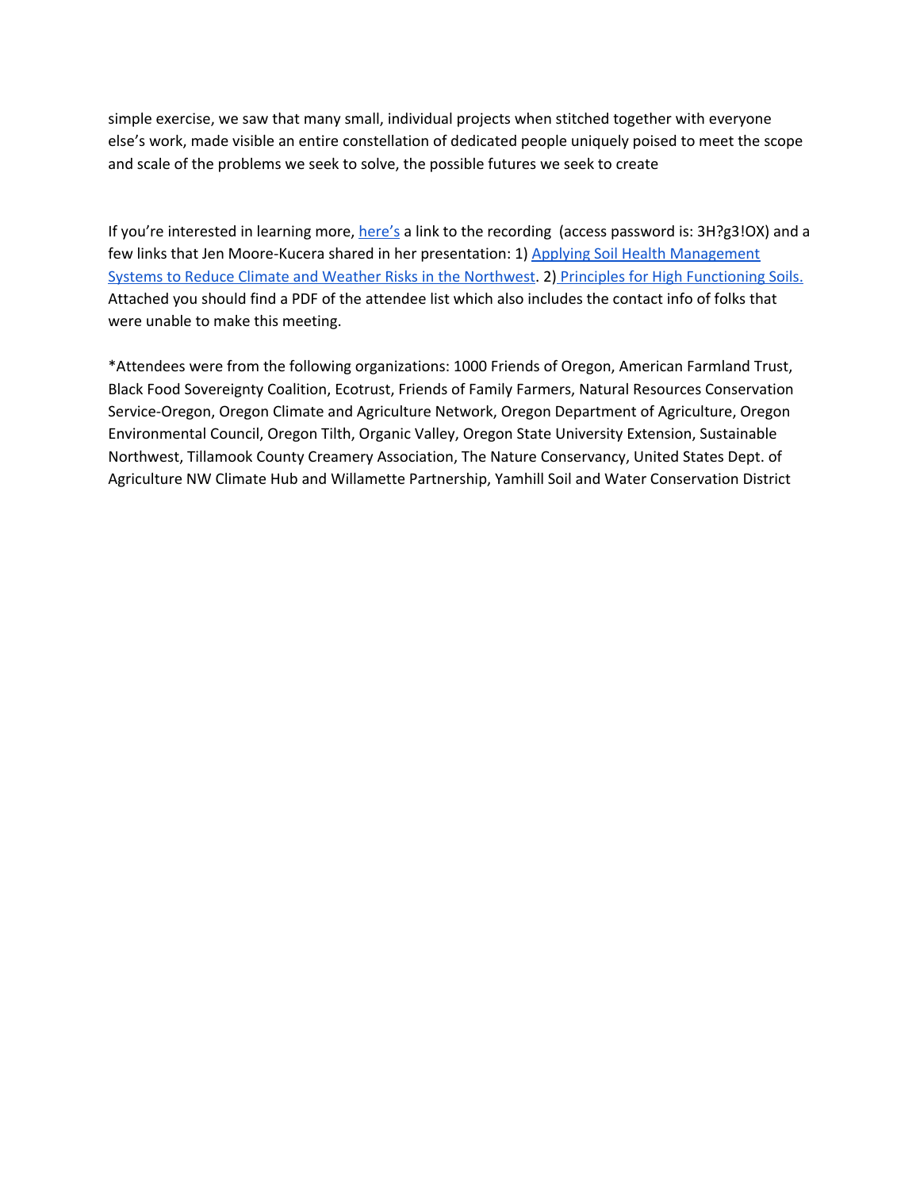simple exercise, we saw that many small, individual projects when stitched together with everyone else's work, made visible an entire constellation of dedicated people uniquely poised to meet the scope and scale of the problems we seek to solve, the possible futures we seek to create

If you're interested in learning more, here's a link to the recording (access password is: 3H?g3!OX) and a few links that Jen Moore-Kucera shared in her presentation: 1) Applying Soil Health Management Systems to Reduce Climate and Weather Risks in the Northwest. 2) Principles for High Functioning Soils. Attached you should find a PDF of the attendee list which also includes the contact info of folks that were unable to make this meeting.

*Attendees were from the following organizations: 1000 Friends of Oregon, American Farmland Trust, Black Food Sovereignty Coalition, Ecotrust, Friends of Family Farmers, Natural Resources Conservation Service-Oregon, Oregon Climate and Agriculture Network, Oregon Department of Agriculture, Oregon Environmental Council, Oregon Tilth, Organic Valley, Oregon State University Extension, Sustainable Northwest, Tillamook County Creamery Association, The Nature Conservancy, United States Dept. of Agriculture NW Climate Hub and Willamette Partnership, Yamhill Soil and Water Conservation District